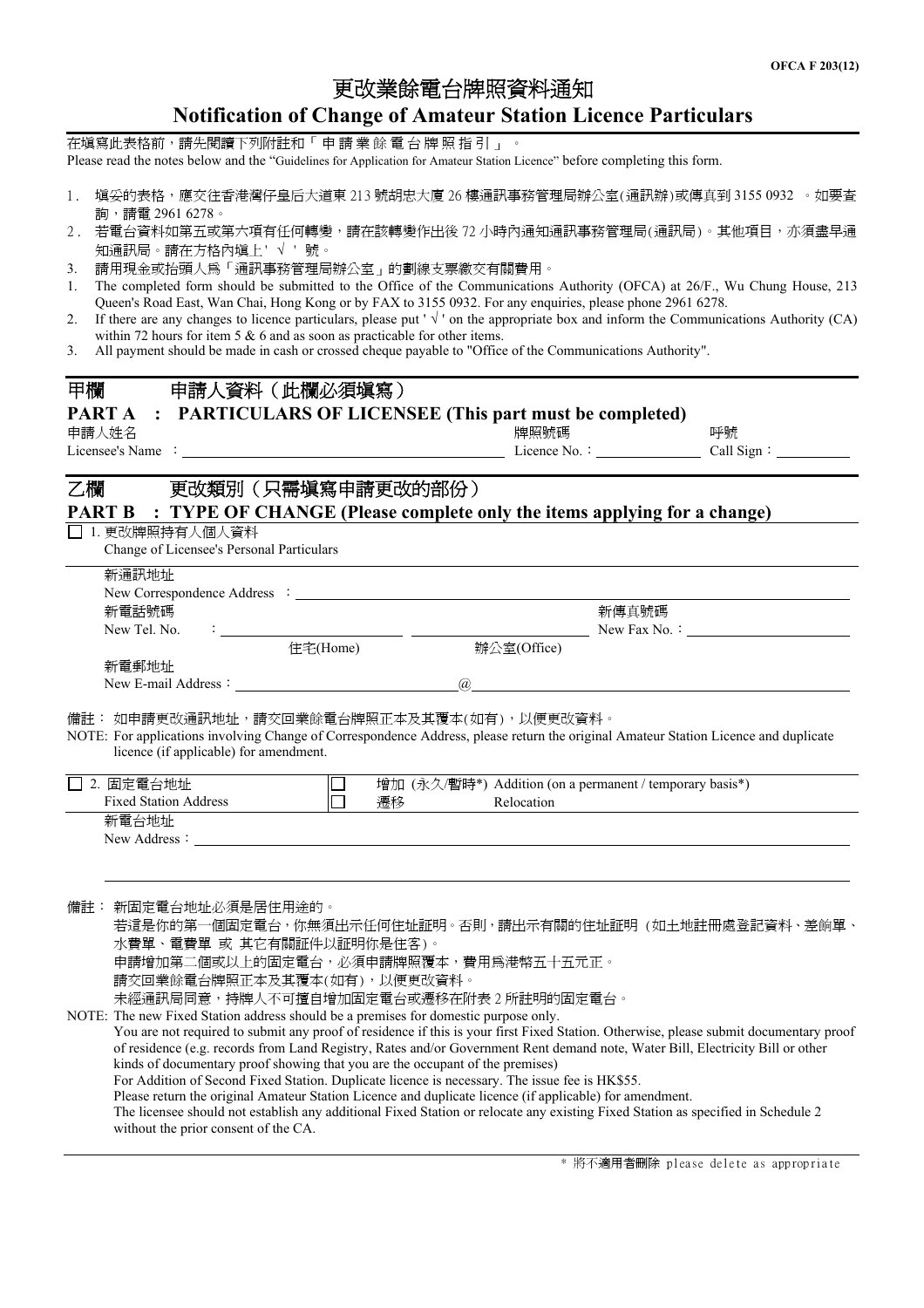OFCA F 203(12)

# 更改業餘電台牌照資料通知
# Notification of Change of Amateur Station Licence Particulars

在填寫此表格前，請先閱讀下列附註和「申請業餘電台牌照指引」。
Please read the notes below and the "Guidelines for Application for Amateur Station Licence" before completing this form.

1. 填妥的表格，應交往香港灣仔皇后大道東 213 號胡忠大廈 26 樓通訊事務管理局辦公室(通訊辦)或傳真到 3155 0932 。如要查詢，請電 2961 6278。
2. 若電台資料如第五或第六項有任何轉變，請在該轉變作出後 72 小時內通知通訊事務管理局(通訊局)。其他項目，亦須盡早通知通訊局。請在方格內填上' √ ' 號。
3. 請用現金或抬頭人為「通訊事務管理局辦公室」的劃線支票繳交有關費用。

1. The completed form should be submitted to the Office of the Communications Authority (OFCA) at 26/F., Wu Chung House, 213 Queen's Road East, Wan Chai, Hong Kong or by FAX to 3155 0932. For any enquiries, please phone 2961 6278.
2. If there are any changes to licence particulars, please put ' √ ' on the appropriate box and inform the Communications Authority (CA) within 72 hours for item 5 & 6 and as soon as practicable for other items.
3. All payment should be made in cash or crossed cheque payable to "Office of the Communications Authority".

## 甲欄　申請人資料（此欄必須填寫）
## PART A : PARTICULARS OF LICENSEE (This part must be completed)

申請人姓名
Licensee's Name ：________________________　牌照號碼 Licence No.：____________　呼號 Call Sign：__________

## 乙欄　更改類別（只需填寫申請更改的部份）
## PART B : TYPE OF CHANGE (Please complete only the items applying for a change)

☐ 1. 更改牌照持有人個人資料
Change of Licensee's Personal Particulars

新通訊地址
New Correspondence Address ：________________________

新電話號碼
New Tel. No. ：____________ 住宅(Home)　____________ 辦公室(Office)

新傳真號碼
New Fax No.：____________

新電郵地址
New E-mail Address：____________@____________

備註： 如申請更改通訊地址，請交回業餘電台牌照正本及其覆本(如有)，以便更改資料。
NOTE: For applications involving Change of Correspondence Address, please return the original Amateur Station Licence and duplicate licence (if applicable) for amendment.

☐ 2. 固定電台地址
Fixed Station Address

☐ 增加 (永久/暫時*) Addition (on a permanent / temporary basis*)
☐ 遷移 Relocation

新電台地址
New Address：________________________

________________________

備註： 新固定電台地址必須是居住用途的。
若這是你的第一個固定電台，你無須出示任何住址證明。否則，請出示有關的住址證明 (如土地註冊處登記資料、差餉單、水費單、電費單 或 其它有關証件以證明你是住客)。
申請增加第二個或以上的固定電台，必須申請牌照覆本，費用為港幣五十五元正。
請交回業餘電台牌照正本及其覆本(如有)，以便更改資料。
未經通訊局同意，持牌人不可擅自增加固定電台或遷移在附表 2 所註明的固定電台。

NOTE: The new Fixed Station address should be a premises for domestic purpose only.
You are not required to submit any proof of residence if this is your first Fixed Station. Otherwise, please submit documentary proof of residence (e.g. records from Land Registry, Rates and/or Government Rent demand note, Water Bill, Electricity Bill or other kinds of documentary proof showing that you are the occupant of the premises)
For Addition of Second Fixed Station. Duplicate licence is necessary. The issue fee is HK$55.
Please return the original Amateur Station Licence and duplicate licence (if applicable) for amendment.
The licensee should not establish any additional Fixed Station or relocate any existing Fixed Station as specified in Schedule 2 without the prior consent of the CA.

* 將不適用者刪除 please delete as appropriate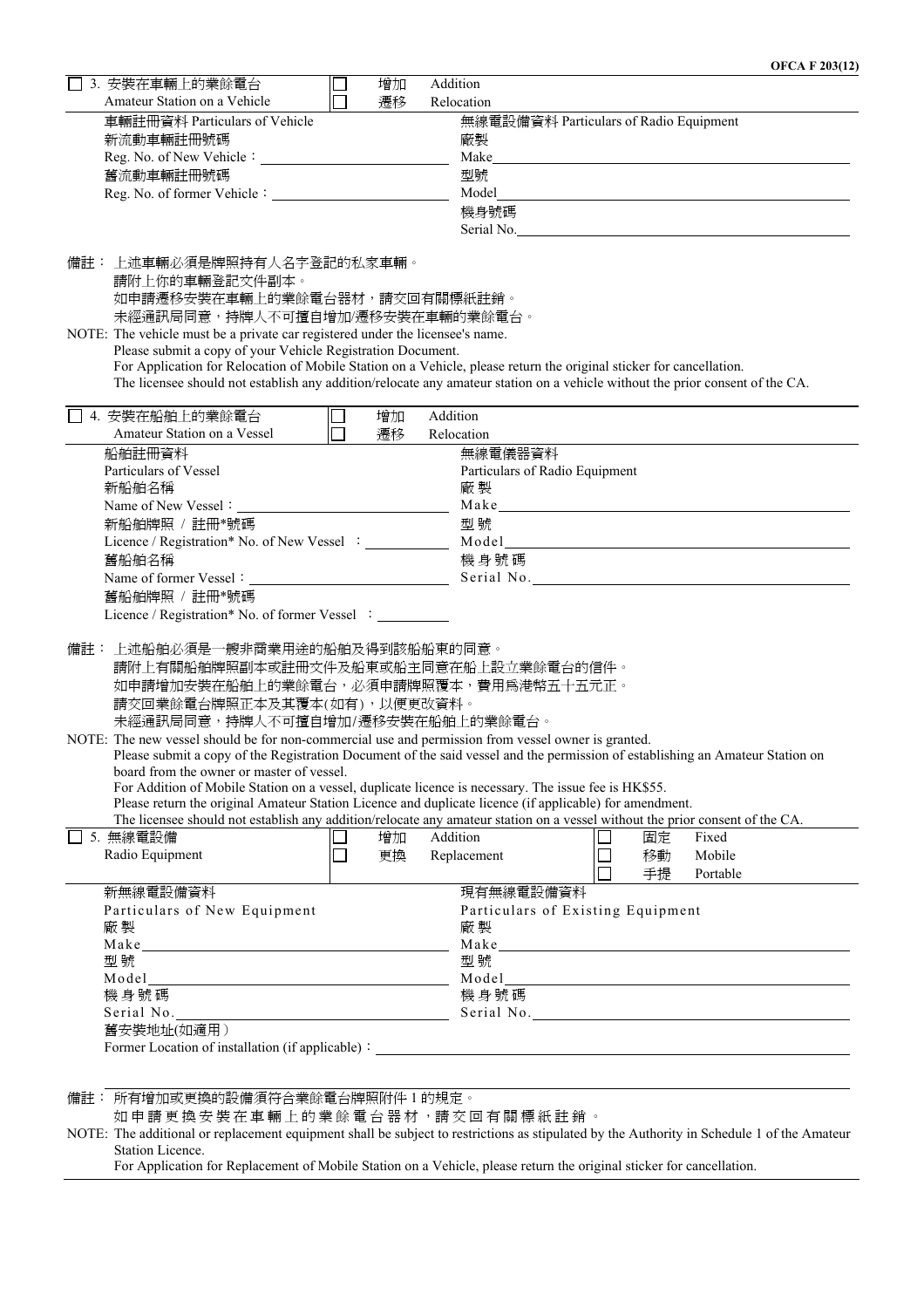OFCA F 203(12)

☐ 3. 安裝在車輛上的業餘電台 Amateur Station on a Vehicle

☐ 增加 Addition
☐ 遷移 Relocation

| 車輛註冊資料 Particulars of Vehicle | 無線電設備資料 Particulars of Radio Equipment |
|---|---|
| 新流動車輛註冊號碼 Reg. No. of New Vehicle： | 廠製 Make |
| 舊流動車輛註冊號碼 Reg. No. of former Vehicle： | 型號 Model |
| | 機身號碼 Serial No. |

備註： 上述車輛必須是牌照持有人名字登記的私家車輛。
請附上你的車輛登記文件副本。
如申請遷移安裝在車輛上的業餘電台器材，請交回有關標紙註銷。
未經通訊局同意，持牌人不可擅自增加/遷移安裝在車輛的業餘電台。

NOTE: The vehicle must be a private car registered under the licensee's name.
Please submit a copy of your Vehicle Registration Document.
For Application for Relocation of Mobile Station on a Vehicle, please return the original sticker for cancellation.
The licensee should not establish any addition/relocate any amateur station on a vehicle without the prior consent of the CA.

☐ 4. 安裝在船舶上的業餘電台 Amateur Station on a Vessel

☐ 增加 Addition
☐ 遷移 Relocation

| 船舶註冊資料 Particulars of Vessel | 無線電儀器資料 Particulars of Radio Equipment |
|---|---|
| 新船舶名稱 Name of New Vessel： | 廠製 Make |
| 新船舶牌照 / 註冊*號碼 Licence / Registration* No. of New Vessel ： | 型號 Model |
| 舊船舶名稱 Name of former Vessel： | 機身號碼 Serial No. |
| 舊船舶牌照 / 註冊*號碼 Licence / Registration* No. of former Vessel ： | |

備註： 上述船舶必須是一艘非商業用途的船舶及得到該船舶東的同意。
請附上有關船舶牌照副本或註冊文件及船東或船主同意在船上設立業餘電台的信件。
如申請增加安裝在船舶上的業餘電台，必須申請牌照覆本，費用為港幣五十五元正。
請交回業餘電台牌照正本及其覆本(如有)，以便更改資料。
未經通訊局同意，持牌人不可擅自增加/遷移安裝在船舶上的業餘電台。

NOTE: The new vessel should be for non-commercial use and permission from vessel owner is granted.
Please submit a copy of the Registration Document of the said vessel and the permission of establishing an Amateur Station on board from the owner or master of vessel.
For Addition of Mobile Station on a vessel, duplicate licence is necessary. The issue fee is HK$55.
Please return the original Amateur Station Licence and duplicate licence (if applicable) for amendment.
The licensee should not establish any addition/relocate any amateur station on a vessel without the prior consent of the CA.

☐ 5. 無線電設備 Radio Equipment

☐ 增加 Addition
☐ 更換 Replacement

☐ 固定 Fixed
☐ 移動 Mobile
☐ 手提 Portable

| 新無線電設備資料 Particulars of New Equipment | 現有無線電設備資料 Particulars of Existing Equipment |
|---|---|
| 廠製 Make | 廠製 Make |
| 型號 Model | 型號 Model |
| 機身號碼 Serial No. | 機身號碼 Serial No. |

舊安裝地址(如適用）
Former Location of installation (if applicable)：

備註： 所有增加或更換的設備須符合業餘電台牌照附件 1 的規定。
如申請更換安裝在車輛上的業餘電台器材，請交回有關標紙註銷。

NOTE: The additional or replacement equipment shall be subject to restrictions as stipulated by the Authority in Schedule 1 of the Amateur Station Licence.
For Application for Replacement of Mobile Station on a Vehicle, please return the original sticker for cancellation.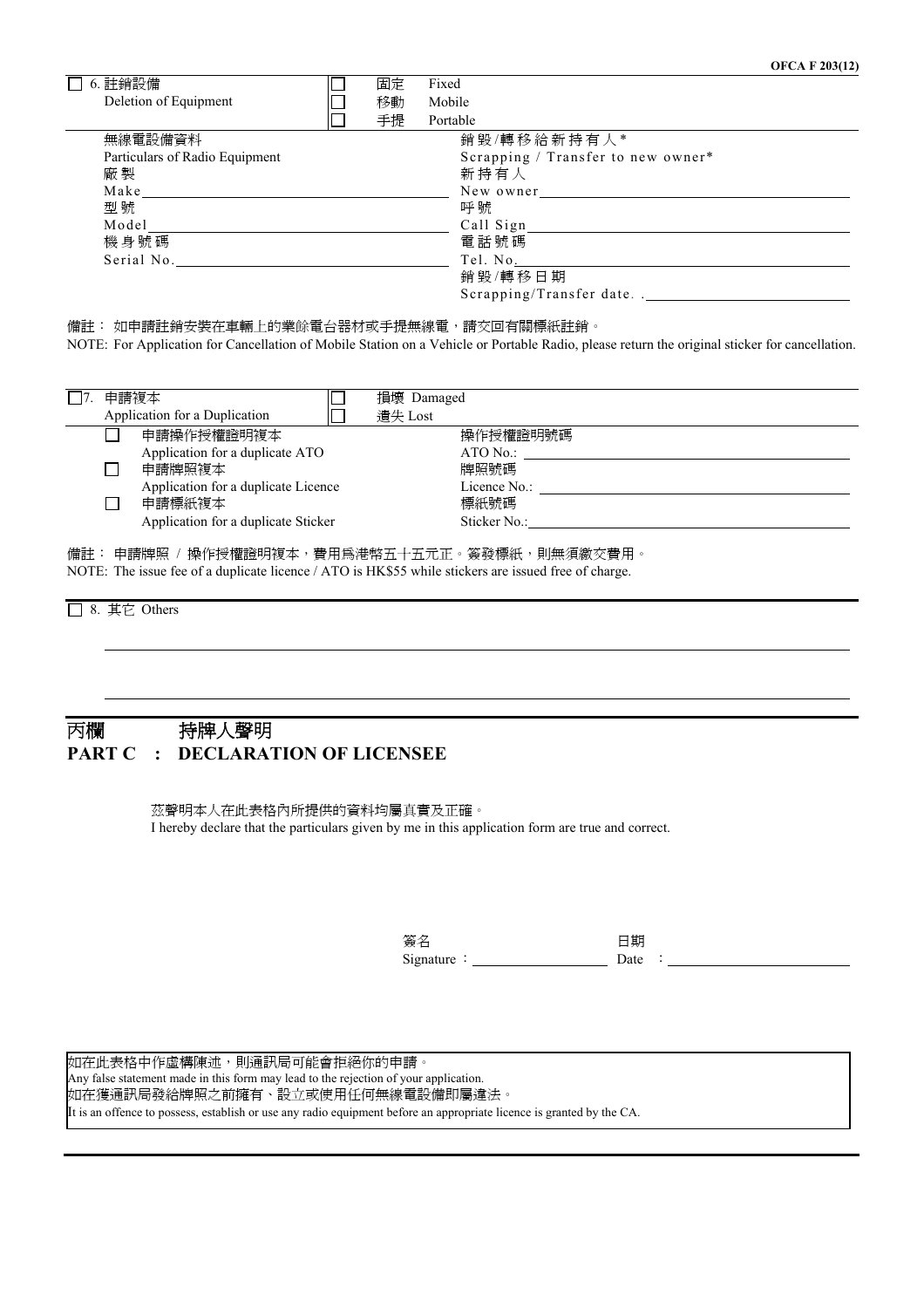OFCA F 203(12)

☐ 6. 註銷設備 Deletion of Equipment

☐ 固定 Fixed
☐ 移動 Mobile
☐ 手提 Portable

| 無線電設備資料 Particulars of Radio Equipment | 銷毀/轉移給新持有人* Scrapping / Transfer to new owner* |
|---|---|
| 廠製 Make ______ | 新持有人 New owner ______ |
| 型號 Model ______ | 呼號 Call Sign ______ |
| 機身號碼 Serial No. ______ | 電話號碼 Tel. No. ______ |
| | 銷毀/轉移日期 Scrapping/Transfer date. . ______ |

備註： 如申請註銷安裝在車輛上的業餘電台器材或手提無線電，請交回有關標紙註銷。
NOTE: For Application for Cancellation of Mobile Station on a Vehicle or Portable Radio, please return the original sticker for cancellation.

☐ 7. 申請複本 Application for a Duplication

☐ 損壞 Damaged
☐ 遺失 Lost

| | |
|---|---|
| ☐ 申請操作授權證明複本 Application for a duplicate ATO | 操作授權證明號碼 ATO No.: ______ |
| ☐ 申請牌照複本 Application for a duplicate Licence | 牌照號碼 Licence No.: ______ |
| ☐ 申請標紙複本 Application for a duplicate Sticker | 標紙號碼 Sticker No.: ______ |

備註： 申請牌照 / 操作授權證明複本，費用為港幣五十五元正。簽發標紙，則無須繳交費用。
NOTE: The issue fee of a duplicate licence / ATO is HK$55 while stickers are issued free of charge.

☐ 8. 其它 Others

______

______

## 丙欄 持牌人聲明
## PART C : DECLARATION OF LICENSEE

茲聲明本人在此表格內所提供的資料均屬真實及正確。
I hereby declare that the particulars given by me in this application form are true and correct.

簽名 Signature : ______ 日期 Date : ______

如在此表格中作虛構陳述，則通訊局可能會拒絕你的申請。
Any false statement made in this form may lead to the rejection of your application.
如在獲通訊局發給牌照之前擁有、設立或使用任何無線電設備即屬違法。
It is an offence to possess, establish or use any radio equipment before an appropriate licence is granted by the CA.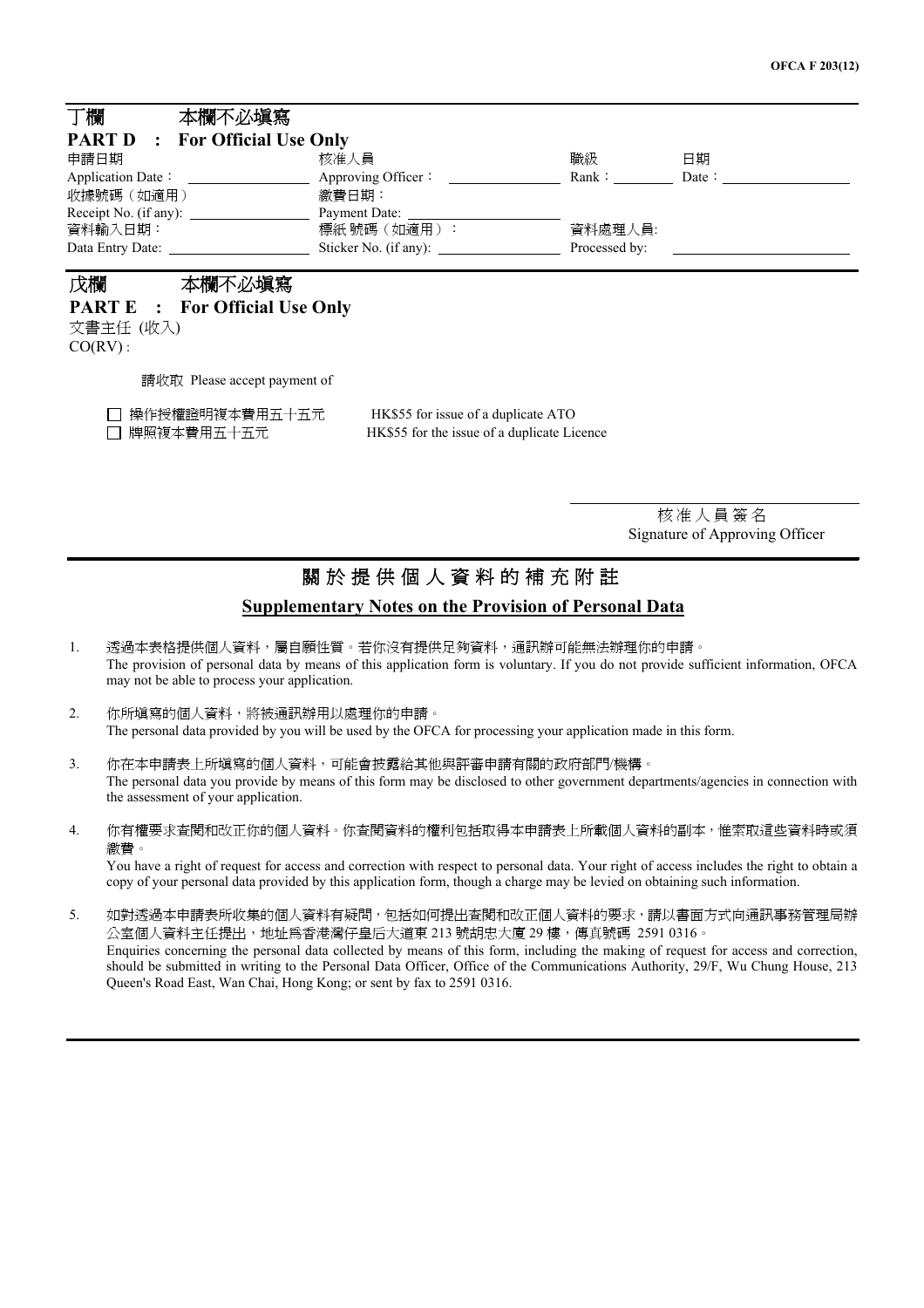OFCA F 203(12)

## 丁欄　　本欄不必填寫
## PART D : For Official Use Only

| | | | |
|---|---|---|---|
| 申請日期 Application Date： | 核准人員 Approving Officer： | 職級 Rank： | 日期 Date： |
| 收據號碼（如適用）Receipt No. (if any): | 繳費日期：Payment Date: | | |
| 資料輸入日期：Data Entry Date: | 標紙 號碼（如適用）：Sticker No. (if any): | 資料處理人員: Processed by: | |

## 戊欄　　本欄不必填寫
## PART E : For Official Use Only

文書主任 (收入)
CO(RV) :

請收取 Please accept payment of

- ☐ 操作授權證明複本費用五十五元　HK$55 for issue of a duplicate ATO
- ☐ 牌照複本費用五十五元　HK$55 for the issue of a duplicate Licence

核准人員簽名
Signature of Approving Officer

## 關於提供個人資料的補充附註
## Supplementary Notes on the Provision of Personal Data

1. 透過本表格提供個人資料，屬自願性質。若你沒有提供足夠資料，通訊辦可能無法辦理你的申請。
   The provision of personal data by means of this application form is voluntary. If you do not provide sufficient information, OFCA may not be able to process your application.

2. 你所填寫的個人資料，將被通訊辦用以處理你的申請。
   The personal data provided by you will be used by the OFCA for processing your application made in this form.

3. 你在本申請表上所填寫的個人資料，可能會披露給其他與評審申請有關的政府部門/機構。
   The personal data you provide by means of this form may be disclosed to other government departments/agencies in connection with the assessment of your application.

4. 你有權要求查閱和改正你的個人資料。你查閱資料的權利包括取得本申請表上所載個人資料的副本，惟索取這些資料時或須繳費。
   You have a right of request for access and correction with respect to personal data. Your right of access includes the right to obtain a copy of your personal data provided by this application form, though a charge may be levied on obtaining such information.

5. 如對透過本申請表所收集的個人資料有疑問，包括如何提出查閱和改正個人資料的要求，請以書面方式向通訊事務管理局辦公室個人資料主任提出，地址爲香港灣仔皇后大道東 213 號胡忠大廈 29 樓，傳真號碼 2591 0316。
   Enquiries concerning the personal data collected by means of this form, including the making of request for access and correction, should be submitted in writing to the Personal Data Officer, Office of the Communications Authority, 29/F, Wu Chung House, 213 Queen's Road East, Wan Chai, Hong Kong; or sent by fax to 2591 0316.